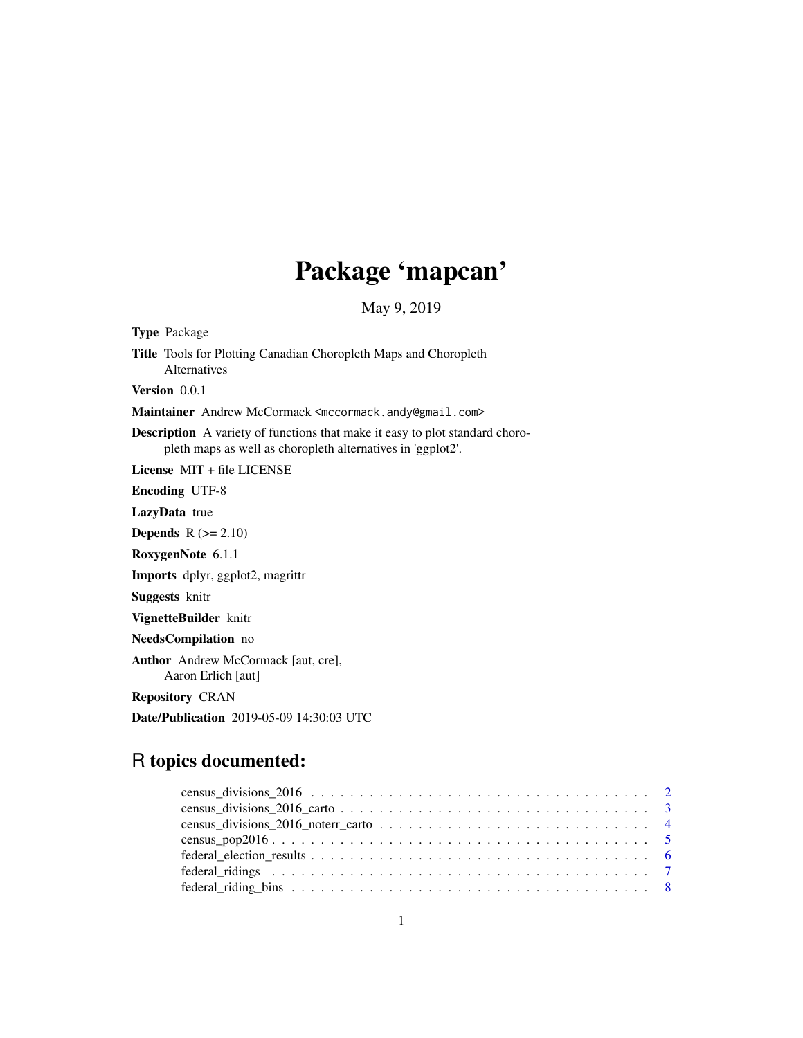# Package 'mapcan'

May 9, 2019

**Type** Package

**Title** Tools for Plotting Canadian Choropleth Maps and Choropleth Alternatives

**Version** 0.0.1

**Maintainer** Andrew McCormack <mccormack.andy@gmail.com>

**Description** A variety of functions that make it easy to plot standard choropleth maps as well as choropleth alternatives in 'ggplot2'.

**License** MIT + file LICENSE

**Encoding** UTF-8

**LazyData** true

**Depends** R (>= 2.10)

**RoxygenNote** 6.1.1

**Imports** dplyr, ggplot2, magrittr

**Suggests** knitr

**VignetteBuilder** knitr

**NeedsCompilation** no

**Author** Andrew McCormack [aut, cre], Aaron Erlich [aut]

**Repository** CRAN

**Date/Publication** 2019-05-09 14:30:03 UTC

## R topics documented:

- census_divisions_2016 . . . . . . . . . . . . . . . . . . . . . . . . . . . . . . . . . . . 2
- census_divisions_2016_carto . . . . . . . . . . . . . . . . . . . . . . . . . . . . . . . 3
- census_divisions_2016_noterr_carto . . . . . . . . . . . . . . . . . . . . . . . . . . . 4
- census_pop2016 . . . . . . . . . . . . . . . . . . . . . . . . . . . . . . . . . . . . . . 5
- federal_election_results . . . . . . . . . . . . . . . . . . . . . . . . . . . . . . . . . 6
- federal_ridings . . . . . . . . . . . . . . . . . . . . . . . . . . . . . . . . . . . . . . 7
- federal_riding_bins . . . . . . . . . . . . . . . . . . . . . . . . . . . . . . . . . . . . 8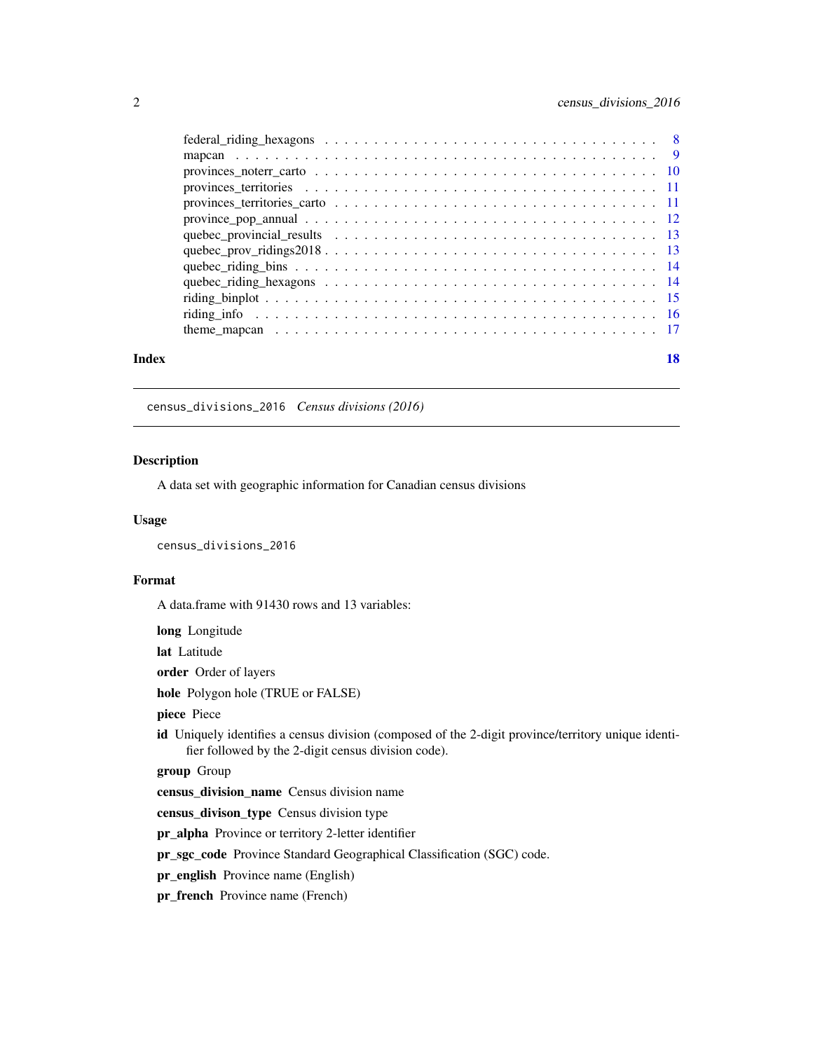federal_riding_hexagons . . . . . . . . . . . . . . . . . . . . . . . . . . . . . . . . . 8
mapcan . . . . . . . . . . . . . . . . . . . . . . . . . . . . . . . . . . . . . . . . . 9
provinces_noterr_carto . . . . . . . . . . . . . . . . . . . . . . . . . . . . . . . . . 10
provinces_territories . . . . . . . . . . . . . . . . . . . . . . . . . . . . . . . . . . 11
provinces_territories_carto . . . . . . . . . . . . . . . . . . . . . . . . . . . . . . . 11
province_pop_annual . . . . . . . . . . . . . . . . . . . . . . . . . . . . . . . . . . . 12
quebec_provincial_results . . . . . . . . . . . . . . . . . . . . . . . . . . . . . . . . 13
quebec_prov_ridings2018 . . . . . . . . . . . . . . . . . . . . . . . . . . . . . . . . . 13
quebec_riding_bins . . . . . . . . . . . . . . . . . . . . . . . . . . . . . . . . . . . . 14
quebec_riding_hexagons . . . . . . . . . . . . . . . . . . . . . . . . . . . . . . . . . 14
riding_binplot . . . . . . . . . . . . . . . . . . . . . . . . . . . . . . . . . . . . . . 15
riding_info . . . . . . . . . . . . . . . . . . . . . . . . . . . . . . . . . . . . . . . . 16
theme_mapcan . . . . . . . . . . . . . . . . . . . . . . . . . . . . . . . . . . . . . . . 17

**Index** **18**

---

## census_divisions_2016 *Census divisions (2016)*

---

### Description

A data set with geographic information for Canadian census divisions

### Usage

```
census_divisions_2016
```

### Format

A data.frame with 91430 rows and 13 variables:

**long** Longitude

**lat** Latitude

**order** Order of layers

**hole** Polygon hole (TRUE or FALSE)

**piece** Piece

**id** Uniquely identifies a census division (composed of the 2-digit province/territory unique identifier followed by the 2-digit census division code).

**group** Group

**census_division_name** Census division name

**census_divison_type** Census division type

**pr_alpha** Province or territory 2-letter identifier

**pr_sgc_code** Province Standard Geographical Classification (SGC) code.

**pr_english** Province name (English)

**pr_french** Province name (French)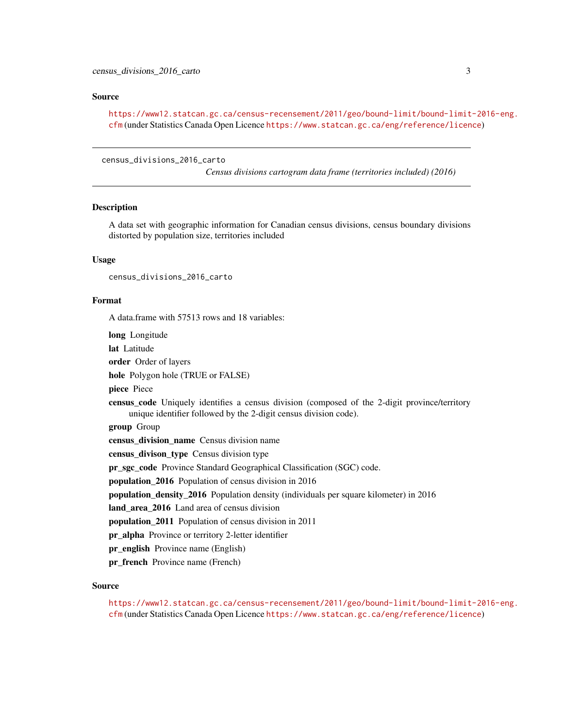### Source

https://www12.statcan.gc.ca/census-recensement/2011/geo/bound-limit/bound-limit-2016-eng.cfm (under Statistics Canada Open Licence https://www.statcan.gc.ca/eng/reference/licence)

---

## census_divisions_2016_carto

*Census divisions cartogram data frame (territories included) (2016)*

---

### Description

A data set with geographic information for Canadian census divisions, census boundary divisions distorted by population size, territories included

### Usage

```
census_divisions_2016_carto
```

### Format

A data.frame with 57513 rows and 18 variables:

**long** Longitude

**lat** Latitude

**order** Order of layers

**hole** Polygon hole (TRUE or FALSE)

**piece** Piece

**census_code** Uniquely identifies a census division (composed of the 2-digit province/territory unique identifier followed by the 2-digit census division code).

**group** Group

**census_division_name** Census division name

**census_divison_type** Census division type

**pr_sgc_code** Province Standard Geographical Classification (SGC) code.

**population_2016** Population of census division in 2016

**population_density_2016** Population density (individuals per square kilometer) in 2016

**land_area_2016** Land area of census division

**population_2011** Population of census division in 2011

**pr_alpha** Province or territory 2-letter identifier

**pr_english** Province name (English)

**pr_french** Province name (French)

### Source

https://www12.statcan.gc.ca/census-recensement/2011/geo/bound-limit/bound-limit-2016-eng.cfm (under Statistics Canada Open Licence https://www.statcan.gc.ca/eng/reference/licence)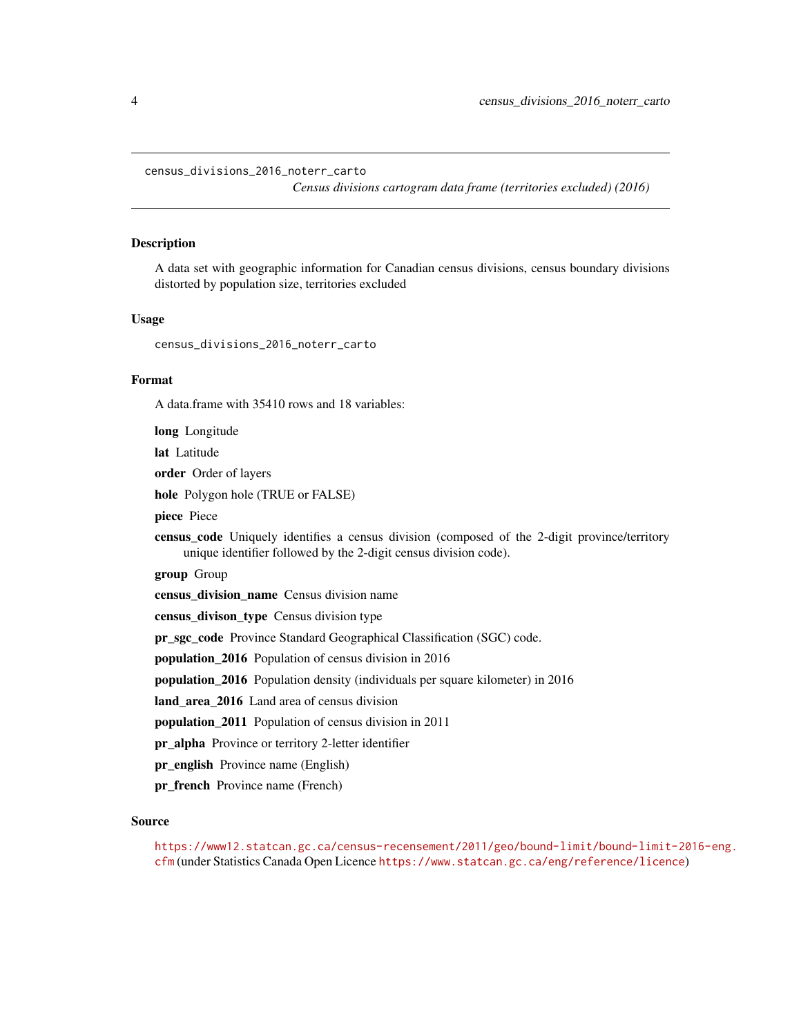census_divisions_2016_noterr_carto

*Census divisions cartogram data frame (territories excluded) (2016)*

## Description

A data set with geographic information for Canadian census divisions, census boundary divisions distorted by population size, territories excluded

## Usage

```
census_divisions_2016_noterr_carto
```

## Format

A data.frame with 35410 rows and 18 variables:

**long** Longitude

**lat** Latitude

**order** Order of layers

**hole** Polygon hole (TRUE or FALSE)

**piece** Piece

**census_code** Uniquely identifies a census division (composed of the 2-digit province/territory unique identifier followed by the 2-digit census division code).

**group** Group

**census_division_name** Census division name

**census_divison_type** Census division type

**pr_sgc_code** Province Standard Geographical Classification (SGC) code.

**population_2016** Population of census division in 2016

**population_2016** Population density (individuals per square kilometer) in 2016

**land_area_2016** Land area of census division

**population_2011** Population of census division in 2011

**pr_alpha** Province or territory 2-letter identifier

**pr_english** Province name (English)

**pr_french** Province name (French)

## Source

https://www12.statcan.gc.ca/census-recensement/2011/geo/bound-limit/bound-limit-2016-eng.cfm (under Statistics Canada Open Licence https://www.statcan.gc.ca/eng/reference/licence)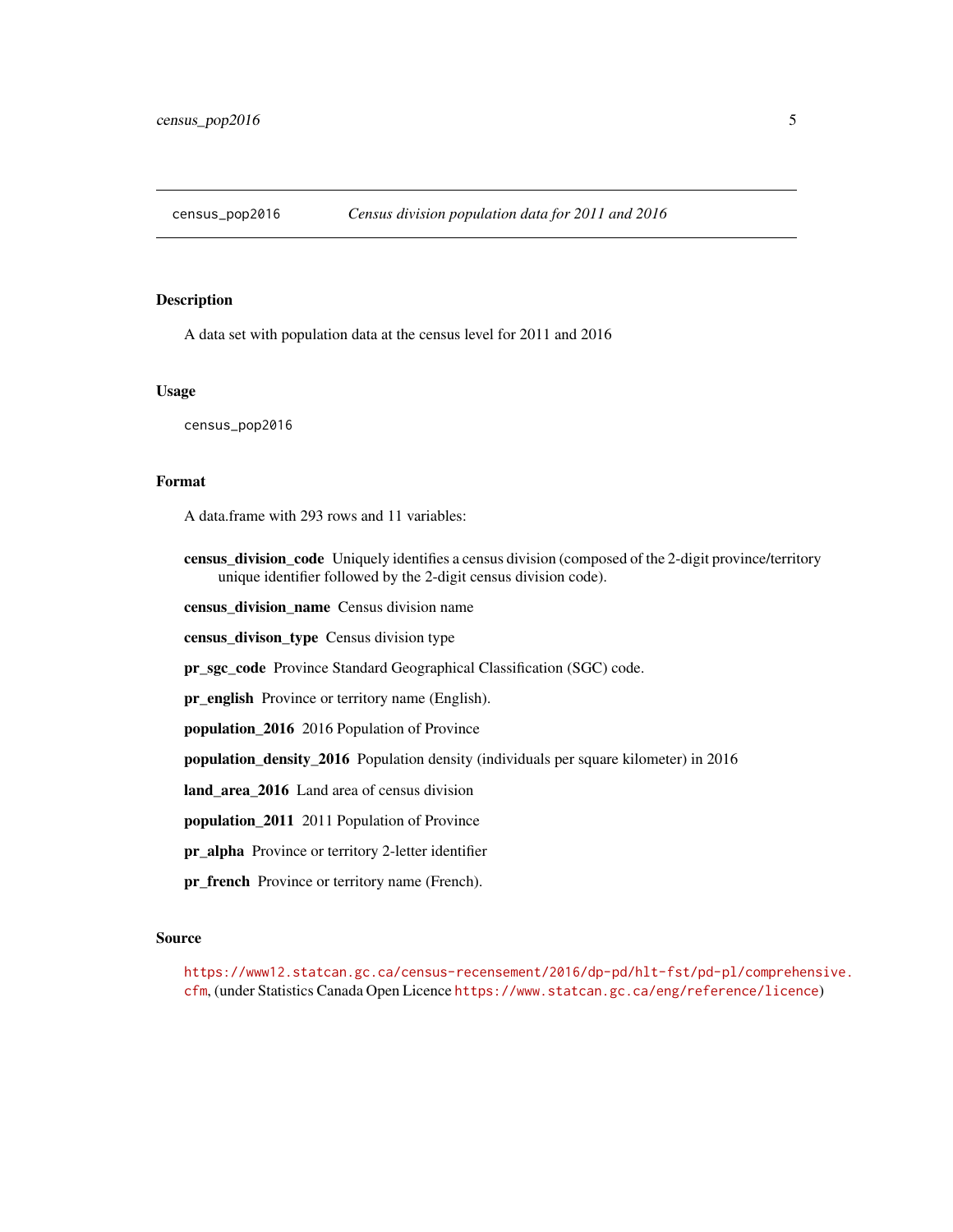`census_pop2016` *Census division population data for 2011 and 2016*

## Description

A data set with population data at the census level for 2011 and 2016

## Usage

```
census_pop2016
```

## Format

A data.frame with 293 rows and 11 variables:

**census_division_code** Uniquely identifies a census division (composed of the 2-digit province/territory unique identifier followed by the 2-digit census division code).

**census_division_name** Census division name

**census_divison_type** Census division type

**pr_sgc_code** Province Standard Geographical Classification (SGC) code.

**pr_english** Province or territory name (English).

**population_2016** 2016 Population of Province

**population_density_2016** Population density (individuals per square kilometer) in 2016

**land_area_2016** Land area of census division

**population_2011** 2011 Population of Province

**pr_alpha** Province or territory 2-letter identifier

**pr_french** Province or territory name (French).

## Source

https://www12.statcan.gc.ca/census-recensement/2016/dp-pd/hlt-fst/pd-pl/comprehensive.cfm, (under Statistics Canada Open Licence https://www.statcan.gc.ca/eng/reference/licence)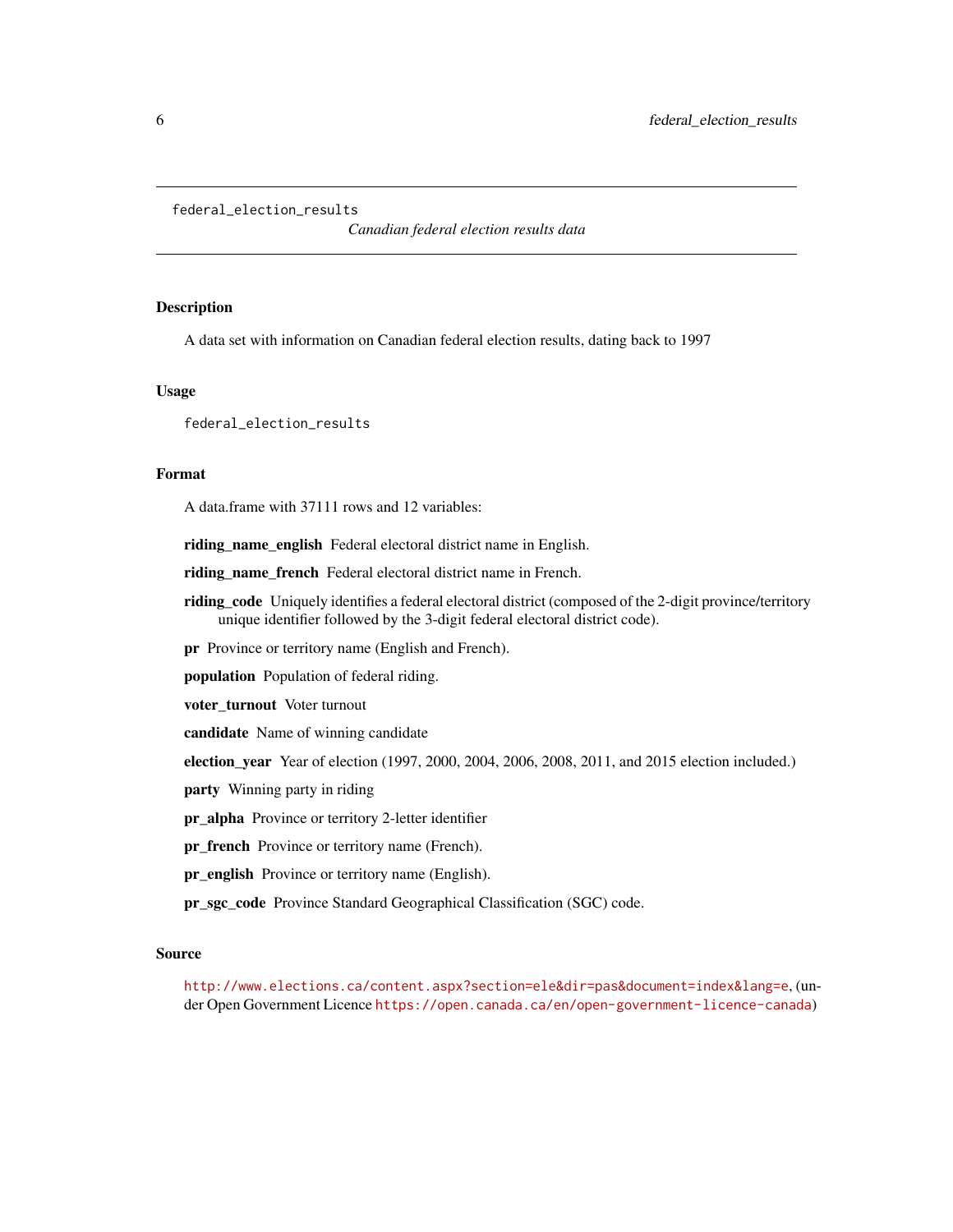`federal_election_results` *Canadian federal election results data*

### Description

A data set with information on Canadian federal election results, dating back to 1997

### Usage

```
federal_election_results
```

### Format

A data.frame with 37111 rows and 12 variables:

- **riding_name_english** Federal electoral district name in English.
- **riding_name_french** Federal electoral district name in French.
- **riding_code** Uniquely identifies a federal electoral district (composed of the 2-digit province/territory unique identifier followed by the 3-digit federal electoral district code).
- **pr** Province or territory name (English and French).
- **population** Population of federal riding.
- **voter_turnout** Voter turnout
- **candidate** Name of winning candidate
- **election_year** Year of election (1997, 2000, 2004, 2006, 2008, 2011, and 2015 election included.)
- **party** Winning party in riding
- **pr_alpha** Province or territory 2-letter identifier
- **pr_french** Province or territory name (French).
- **pr_english** Province or territory name (English).
- **pr_sgc_code** Province Standard Geographical Classification (SGC) code.

### Source

http://www.elections.ca/content.aspx?section=ele&dir=pas&document=index&lang=e, (under Open Government Licence https://open.canada.ca/en/open-government-licence-canada)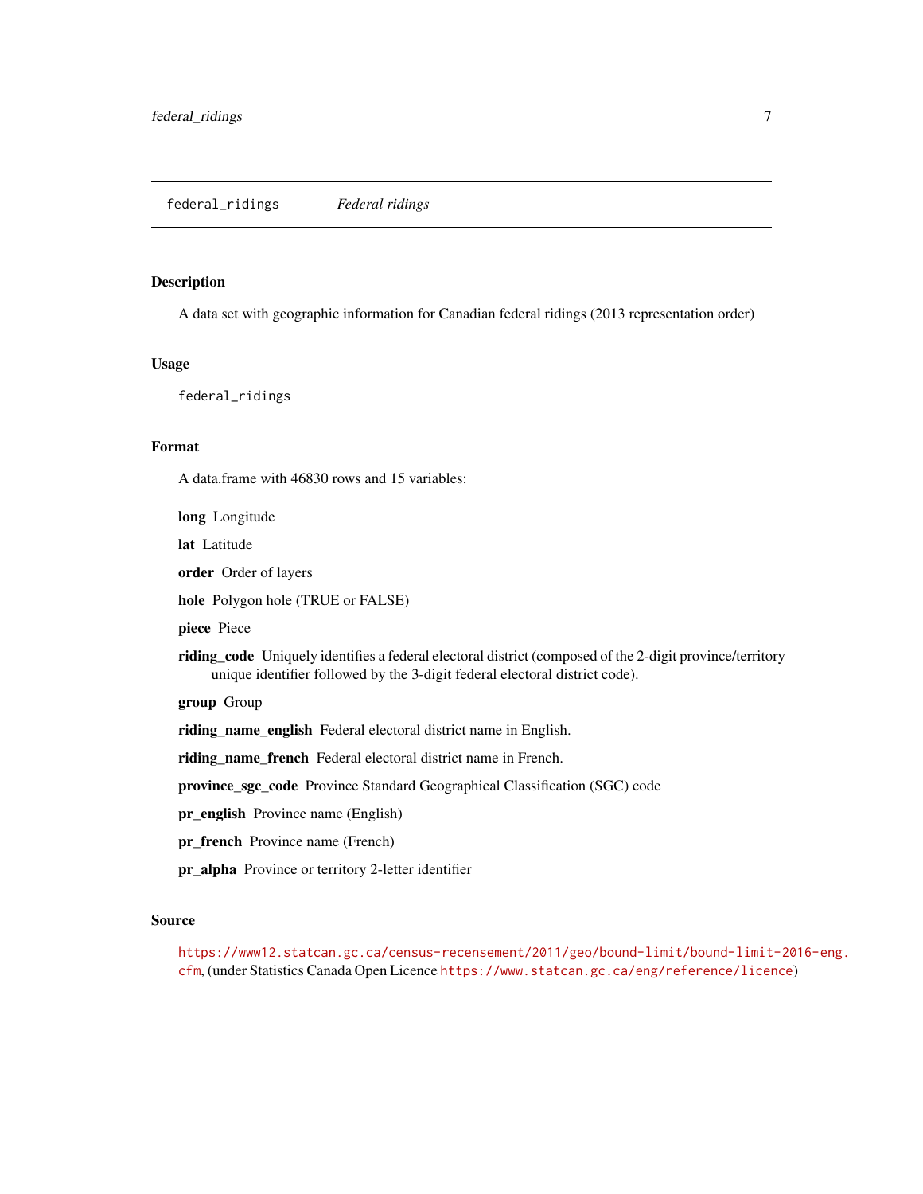## federal_ridings *Federal ridings*

### Description

A data set with geographic information for Canadian federal ridings (2013 representation order)

### Usage

```
federal_ridings
```

### Format

A data.frame with 46830 rows and 15 variables:

**long** Longitude

**lat** Latitude

**order** Order of layers

**hole** Polygon hole (TRUE or FALSE)

**piece** Piece

**riding_code** Uniquely identifies a federal electoral district (composed of the 2-digit province/territory unique identifier followed by the 3-digit federal electoral district code).

**group** Group

**riding_name_english** Federal electoral district name in English.

**riding_name_french** Federal electoral district name in French.

**province_sgc_code** Province Standard Geographical Classification (SGC) code

**pr_english** Province name (English)

**pr_french** Province name (French)

**pr_alpha** Province or territory 2-letter identifier

### Source

https://www12.statcan.gc.ca/census-recensement/2011/geo/bound-limit/bound-limit-2016-eng.cfm, (under Statistics Canada Open Licence https://www.statcan.gc.ca/eng/reference/licence)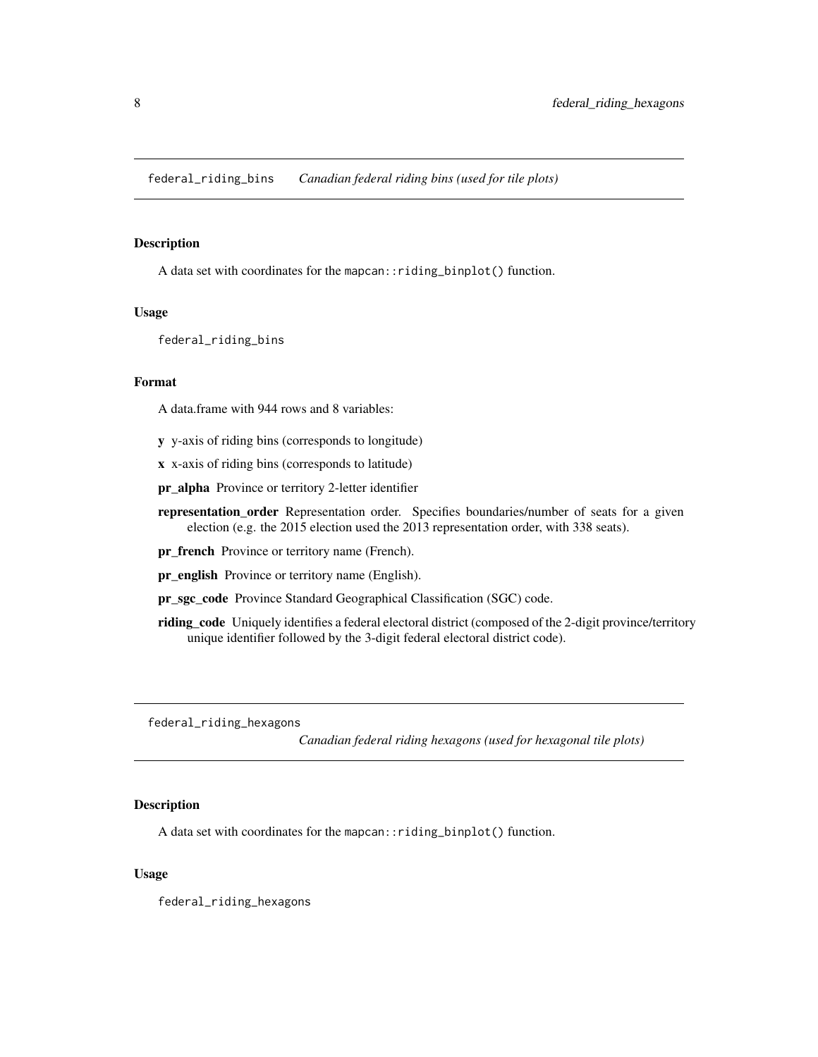## federal_riding_bins *Canadian federal riding bins (used for tile plots)*

### Description

A data set with coordinates for the `mapcan::riding_binplot()` function.

### Usage

```
federal_riding_bins
```

### Format

A data.frame with 944 rows and 8 variables:

- **y** y-axis of riding bins (corresponds to longitude)
- **x** x-axis of riding bins (corresponds to latitude)
- **pr_alpha** Province or territory 2-letter identifier
- **representation_order** Representation order. Specifies boundaries/number of seats for a given election (e.g. the 2015 election used the 2013 representation order, with 338 seats).
- **pr_french** Province or territory name (French).
- **pr_english** Province or territory name (English).
- **pr_sgc_code** Province Standard Geographical Classification (SGC) code.
- **riding_code** Uniquely identifies a federal electoral district (composed of the 2-digit province/territory unique identifier followed by the 3-digit federal electoral district code).

## federal_riding_hexagons *Canadian federal riding hexagons (used for hexagonal tile plots)*

### Description

A data set with coordinates for the `mapcan::riding_binplot()` function.

### Usage

```
federal_riding_hexagons
```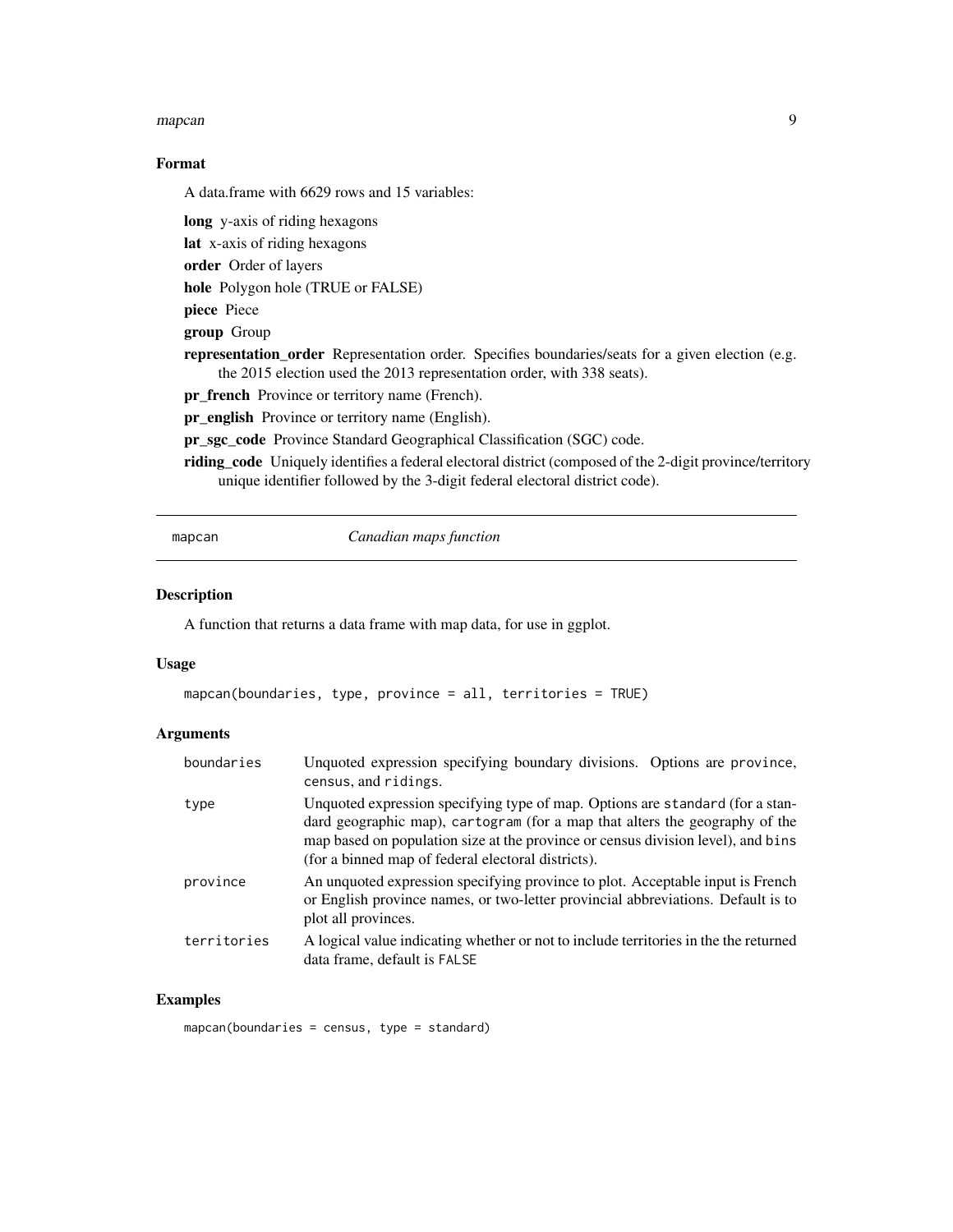### Format

A data.frame with 6629 rows and 15 variables:

**long** y-axis of riding hexagons

**lat** x-axis of riding hexagons

**order** Order of layers

**hole** Polygon hole (TRUE or FALSE)

**piece** Piece

**group** Group

**representation_order** Representation order. Specifies boundaries/seats for a given election (e.g. the 2015 election used the 2013 representation order, with 338 seats).

**pr_french** Province or territory name (French).

**pr_english** Province or territory name (English).

**pr_sgc_code** Province Standard Geographical Classification (SGC) code.

**riding_code** Uniquely identifies a federal electoral district (composed of the 2-digit province/territory unique identifier followed by the 3-digit federal electoral district code).

---

## mapcan — *Canadian maps function*

---

### Description

A function that returns a data frame with map data, for use in ggplot.

### Usage

```
mapcan(boundaries, type, province = all, territories = TRUE)
```

### Arguments

| | |
|---|---|
| boundaries | Unquoted expression specifying boundary divisions. Options are `province`, `census`, and `ridings`. |
| type | Unquoted expression specifying type of map. Options are `standard` (for a standard geographic map), `cartogram` (for a map that alters the geography of the map based on population size at the province or census division level), and `bins` (for a binned map of federal electoral districts). |
| province | An unquoted expression specifying province to plot. Acceptable input is French or English province names, or two-letter provincial abbreviations. Default is to plot all provinces. |
| territories | A logical value indicating whether or not to include territories in the the returned data frame, default is `FALSE` |

### Examples

```
mapcan(boundaries = census, type = standard)
```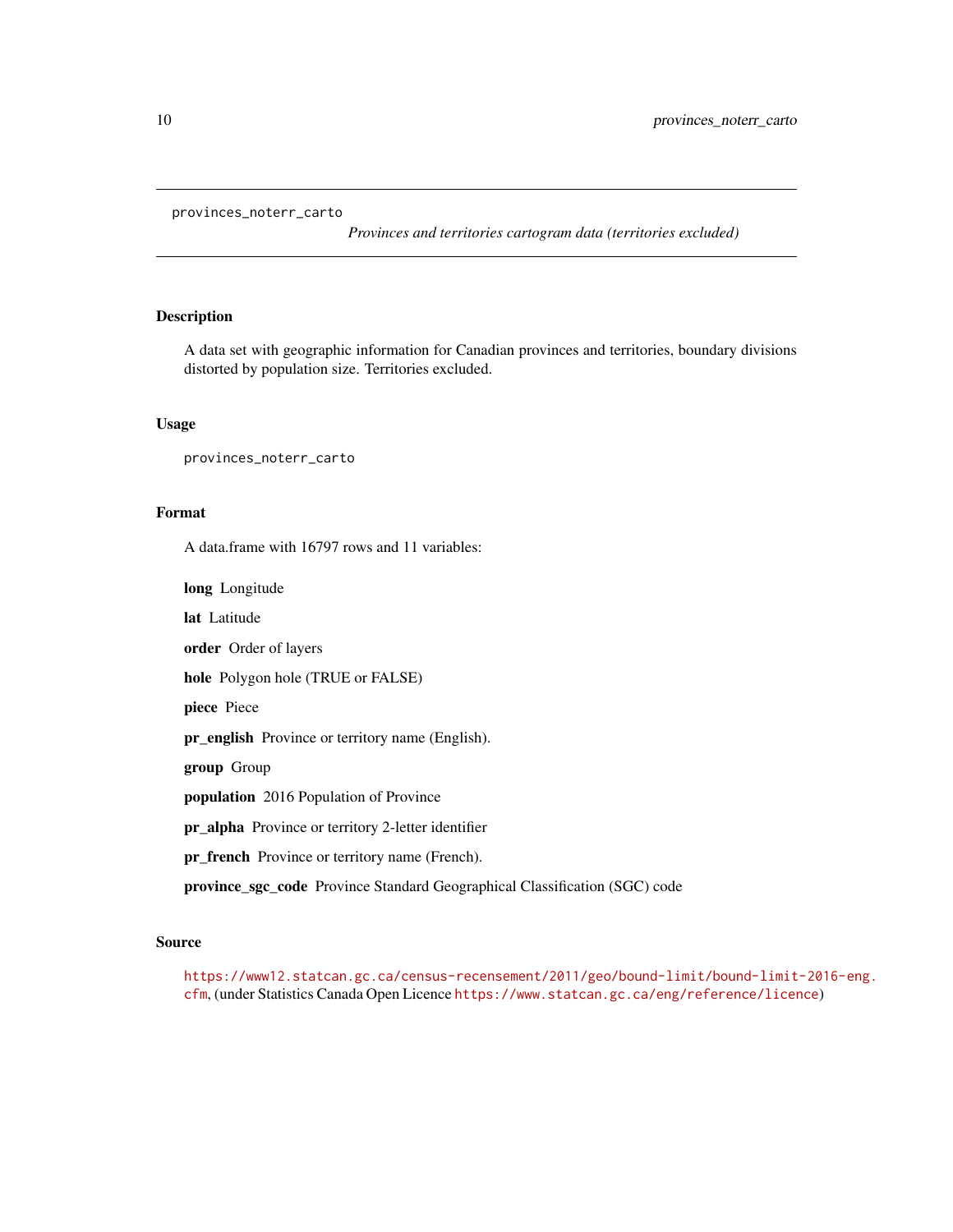provinces_noterr_carto

*Provinces and territories cartogram data (territories excluded)*

## Description

A data set with geographic information for Canadian provinces and territories, boundary divisions distorted by population size. Territories excluded.

## Usage

```
provinces_noterr_carto
```

## Format

A data.frame with 16797 rows and 11 variables:

**long** Longitude

**lat** Latitude

**order** Order of layers

**hole** Polygon hole (TRUE or FALSE)

**piece** Piece

**pr_english** Province or territory name (English).

**group** Group

**population** 2016 Population of Province

**pr_alpha** Province or territory 2-letter identifier

**pr_french** Province or territory name (French).

**province_sgc_code** Province Standard Geographical Classification (SGC) code

## Source

https://www12.statcan.gc.ca/census-recensement/2011/geo/bound-limit/bound-limit-2016-eng.cfm, (under Statistics Canada Open Licence https://www.statcan.gc.ca/eng/reference/licence)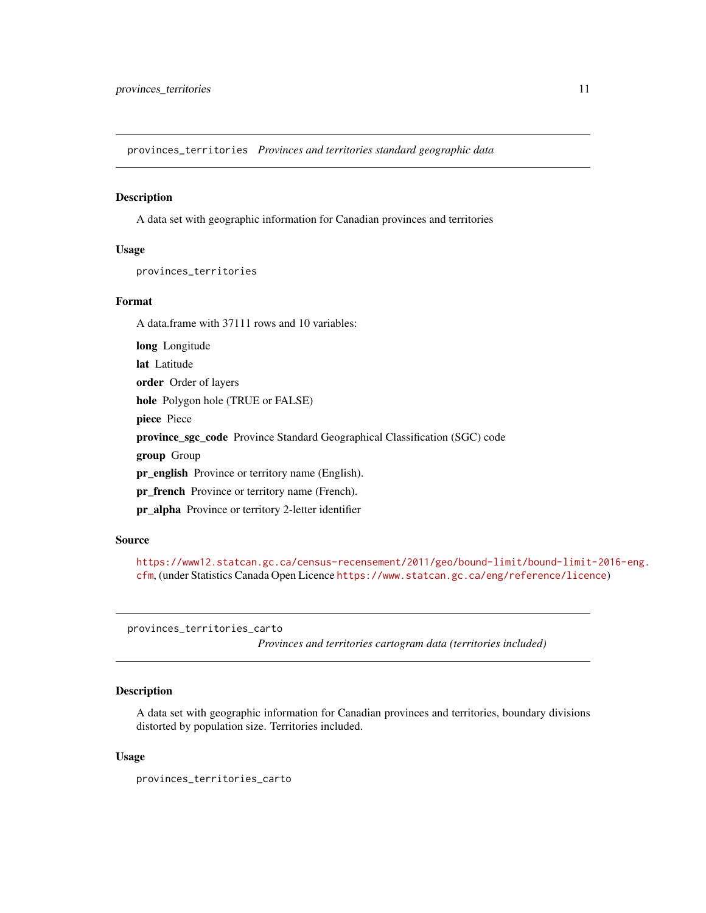## provinces_territories *Provinces and territories standard geographic data*

### Description

A data set with geographic information for Canadian provinces and territories

### Usage

```
provinces_territories
```

### Format

A data.frame with 37111 rows and 10 variables:

**long** Longitude

**lat** Latitude

**order** Order of layers

**hole** Polygon hole (TRUE or FALSE)

**piece** Piece

**province_sgc_code** Province Standard Geographical Classification (SGC) code

**group** Group

**pr_english** Province or territory name (English).

**pr_french** Province or territory name (French).

**pr_alpha** Province or territory 2-letter identifier

### Source

https://www12.statcan.gc.ca/census-recensement/2011/geo/bound-limit/bound-limit-2016-eng.cfm, (under Statistics Canada Open Licence https://www.statcan.gc.ca/eng/reference/licence)

## provinces_territories_carto *Provinces and territories cartogram data (territories included)*

### Description

A data set with geographic information for Canadian provinces and territories, boundary divisions distorted by population size. Territories included.

### Usage

```
provinces_territories_carto
```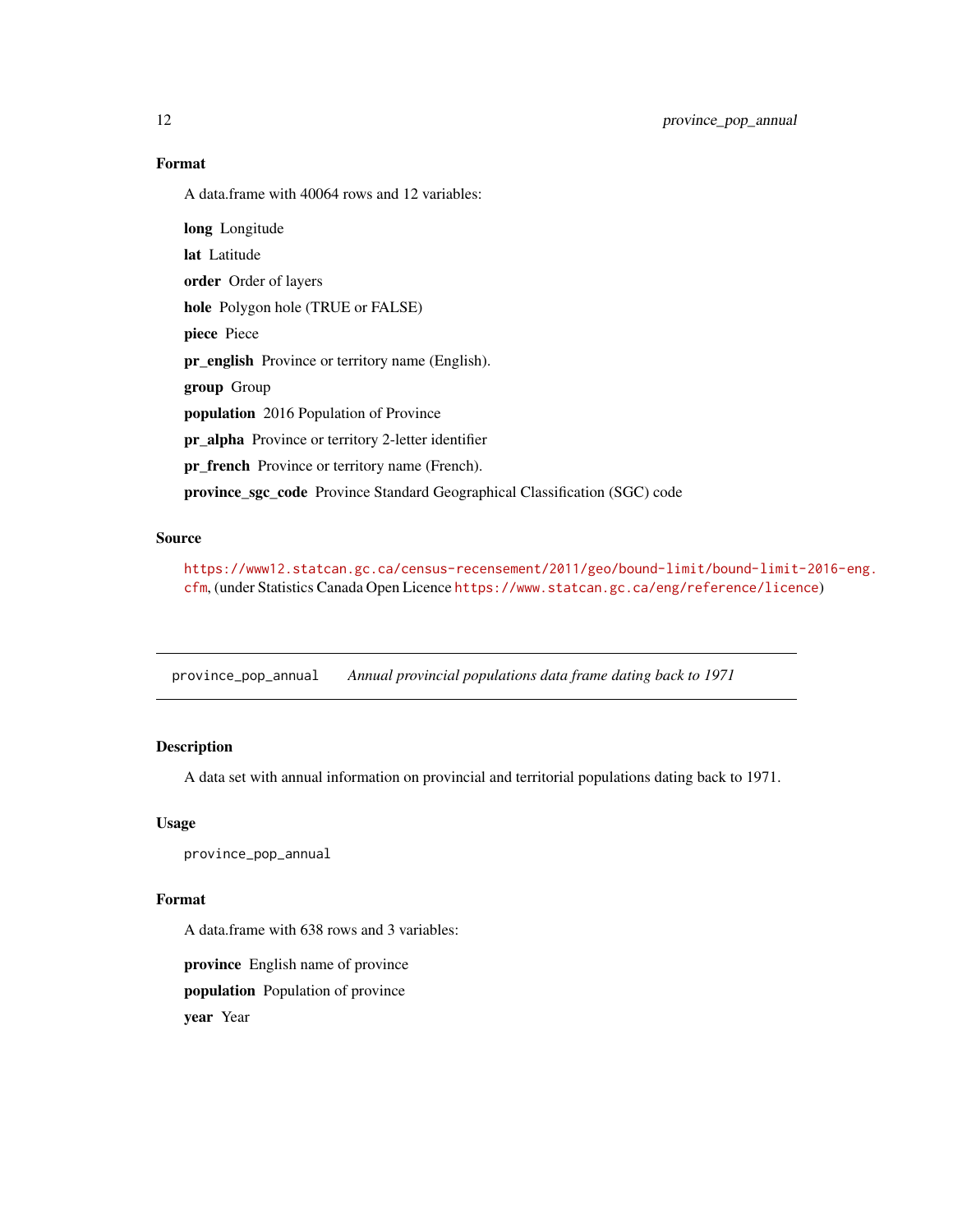### Format

A data.frame with 40064 rows and 12 variables:

**long** Longitude

**lat** Latitude

**order** Order of layers

**hole** Polygon hole (TRUE or FALSE)

**piece** Piece

**pr_english** Province or territory name (English).

**group** Group

**population** 2016 Population of Province

**pr_alpha** Province or territory 2-letter identifier

**pr_french** Province or territory name (French).

**province_sgc_code** Province Standard Geographical Classification (SGC) code

### Source

https://www12.statcan.gc.ca/census-recensement/2011/geo/bound-limit/bound-limit-2016-eng.cfm, (under Statistics Canada Open Licence https://www.statcan.gc.ca/eng/reference/licence)

---

## province_pop_annual *Annual provincial populations data frame dating back to 1971*

### Description

A data set with annual information on provincial and territorial populations dating back to 1971.

### Usage

```
province_pop_annual
```

### Format

A data.frame with 638 rows and 3 variables:

**province** English name of province

**population** Population of province

**year** Year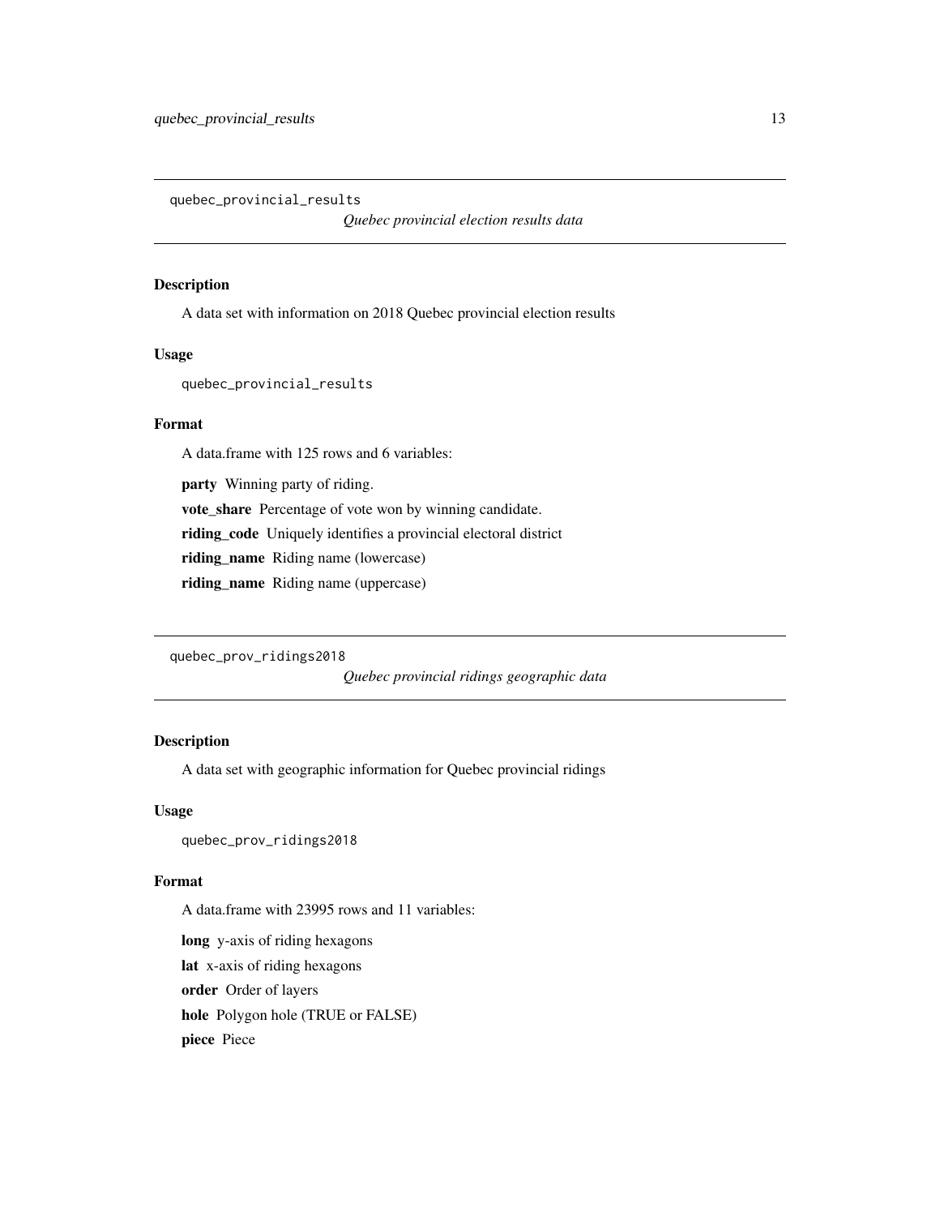## quebec_provincial_results

*Quebec provincial election results data*

### Description

A data set with information on 2018 Quebec provincial election results

### Usage

```
quebec_provincial_results
```

### Format

A data.frame with 125 rows and 6 variables:

**party** Winning party of riding.

**vote_share** Percentage of vote won by winning candidate.

**riding_code** Uniquely identifies a provincial electoral district

**riding_name** Riding name (lowercase)

**riding_name** Riding name (uppercase)

## quebec_prov_ridings2018

*Quebec provincial ridings geographic data*

### Description

A data set with geographic information for Quebec provincial ridings

### Usage

```
quebec_prov_ridings2018
```

### Format

A data.frame with 23995 rows and 11 variables:

**long** y-axis of riding hexagons

**lat** x-axis of riding hexagons

**order** Order of layers

**hole** Polygon hole (TRUE or FALSE)

**piece** Piece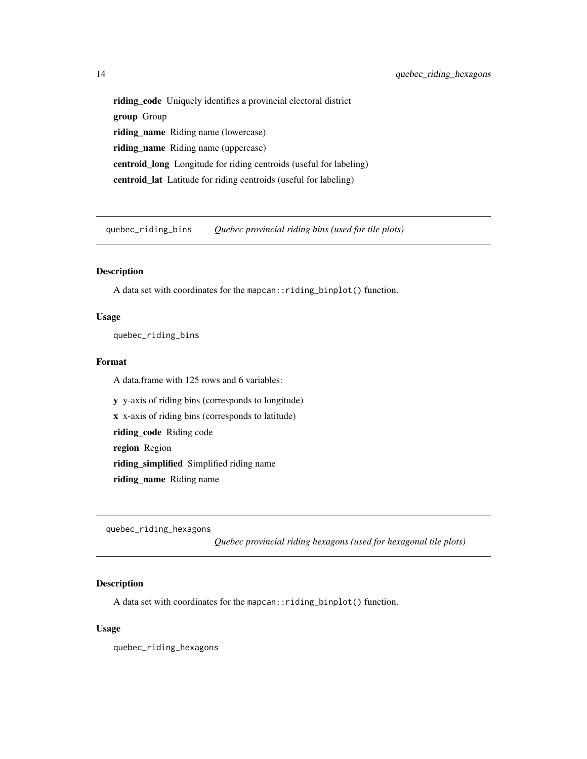**riding_code** Uniquely identifies a provincial electoral district

**group** Group

**riding_name** Riding name (lowercase)

**riding_name** Riding name (uppercase)

**centroid_long** Longitude for riding centroids (useful for labeling)

**centroid_lat** Latitude for riding centroids (useful for labeling)

---

## `quebec_riding_bins` *Quebec provincial riding bins (used for tile plots)*

### Description

A data set with coordinates for the `mapcan::riding_binplot()` function.

### Usage

```
quebec_riding_bins
```

### Format

A data.frame with 125 rows and 6 variables:

**y** y-axis of riding bins (corresponds to longitude)

**x** x-axis of riding bins (corresponds to latitude)

**riding_code** Riding code

**region** Region

**riding_simplified** Simplified riding name

**riding_name** Riding name

---

## `quebec_riding_hexagons` *Quebec provincial riding hexagons (used for hexagonal tile plots)*

### Description

A data set with coordinates for the `mapcan::riding_binplot()` function.

### Usage

```
quebec_riding_hexagons
```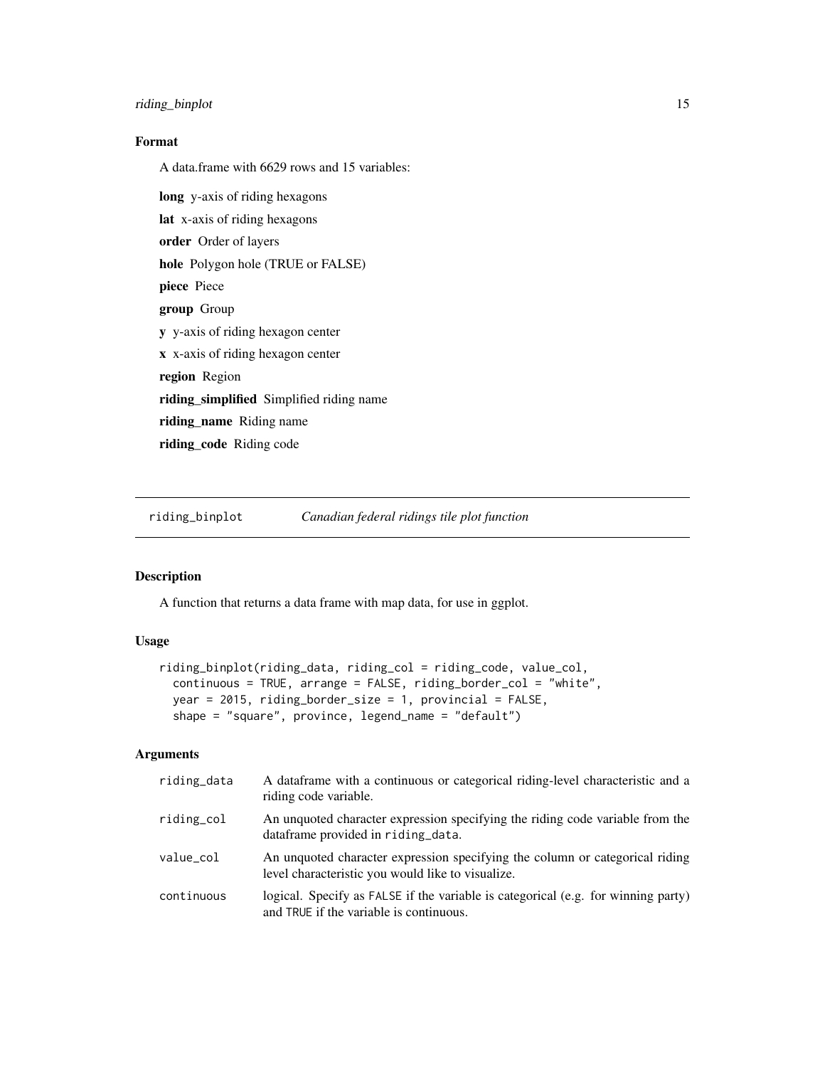### Format

A data.frame with 6629 rows and 15 variables:

**long** y-axis of riding hexagons

**lat** x-axis of riding hexagons

**order** Order of layers

**hole** Polygon hole (TRUE or FALSE)

**piece** Piece

**group** Group

**y** y-axis of riding hexagon center

**x** x-axis of riding hexagon center

**region** Region

**riding_simplified** Simplified riding name

**riding_name** Riding name

**riding_code** Riding code

---

## riding_binplot *Canadian federal ridings tile plot function*

---

### Description

A function that returns a data frame with map data, for use in ggplot.

### Usage

```
riding_binplot(riding_data, riding_col = riding_code, value_col,
  continuous = TRUE, arrange = FALSE, riding_border_col = "white",
  year = 2015, riding_border_size = 1, provincial = FALSE,
  shape = "square", province, legend_name = "default")
```

### Arguments

| | |
|---|---|
| riding_data | A dataframe with a continuous or categorical riding-level characteristic and a riding code variable. |
| riding_col | An unquoted character expression specifying the riding code variable from the dataframe provided in riding_data. |
| value_col | An unquoted character expression specifying the column or categorical riding level characteristic you would like to visualize. |
| continuous | logical. Specify as FALSE if the variable is categorical (e.g. for winning party) and TRUE if the variable is continuous. |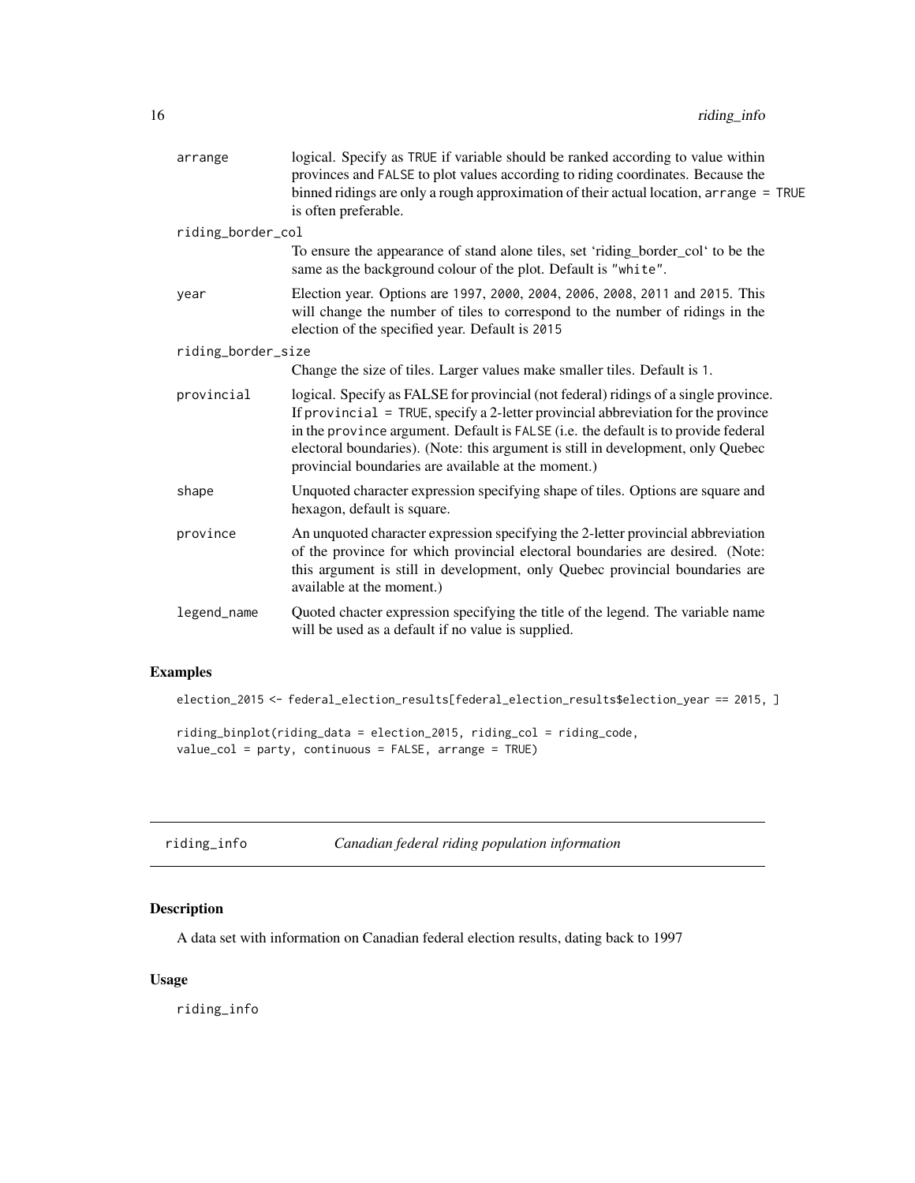| | |
|---|---|
| arrange | logical. Specify as TRUE if variable should be ranked according to value within provinces and FALSE to plot values according to riding coordinates. Because the binned ridings are only a rough approximation of their actual location, arrange = TRUE is often preferable. |
| riding_border_col | To ensure the appearance of stand alone tiles, set 'riding_border_col' to be the same as the background colour of the plot. Default is "white". |
| year | Election year. Options are 1997, 2000, 2004, 2006, 2008, 2011 and 2015. This will change the number of tiles to correspond to the number of ridings in the election of the specified year. Default is 2015 |
| riding_border_size | Change the size of tiles. Larger values make smaller tiles. Default is 1. |
| provincial | logical. Specify as FALSE for provincial (not federal) ridings of a single province. If provincial = TRUE, specify a 2-letter provincial abbreviation for the province in the province argument. Default is FALSE (i.e. the default is to provide federal electoral boundaries). (Note: this argument is still in development, only Quebec provincial boundaries are available at the moment.) |
| shape | Unquoted character expression specifying shape of tiles. Options are square and hexagon, default is square. |
| province | An unquoted character expression specifying the 2-letter provincial abbreviation of the province for which provincial electoral boundaries are desired. (Note: this argument is still in development, only Quebec provincial boundaries are available at the moment.) |
| legend_name | Quoted chacter expression specifying the title of the legend. The variable name will be used as a default if no value is supplied. |

## Examples

```
election_2015 <- federal_election_results[federal_election_results$election_year == 2015, ]

riding_binplot(riding_data = election_2015, riding_col = riding_code,
value_col = party, continuous = FALSE, arrange = TRUE)
```

---

# riding_info — *Canadian federal riding population information*

## Description

A data set with information on Canadian federal election results, dating back to 1997

## Usage

```
riding_info
```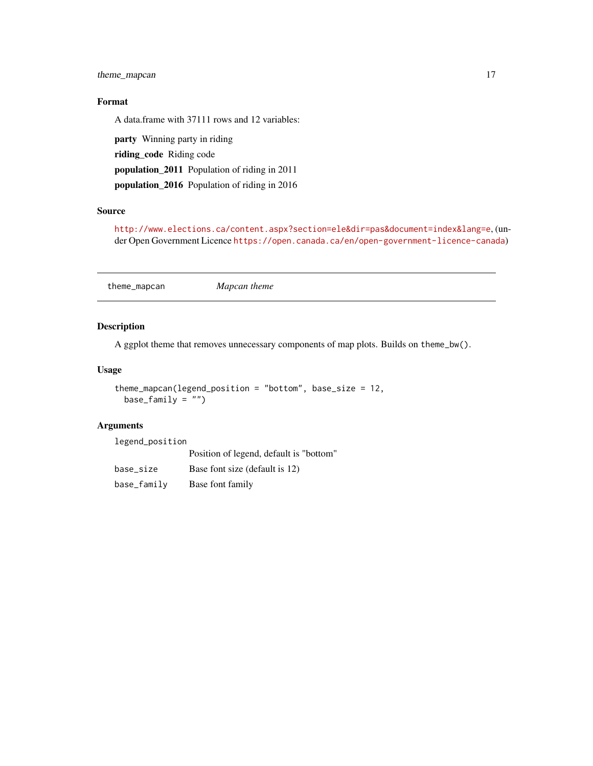## Format

A data.frame with 37111 rows and 12 variables:

**party** Winning party in riding

**riding_code** Riding code

**population_2011** Population of riding in 2011

**population_2016** Population of riding in 2016

## Source

http://www.elections.ca/content.aspx?section=ele&dir=pas&document=index&lang=e, (under Open Government Licence https://open.canada.ca/en/open-government-licence-canada)

---

`theme_mapcan` *Mapcan theme*

---

## Description

A ggplot theme that removes unnecessary components of map plots. Builds on `theme_bw()`.

## Usage

```
theme_mapcan(legend_position = "bottom", base_size = 12,
  base_family = "")
```

## Arguments

| | |
|---|---|
| `legend_position` | Position of legend, default is "bottom" |
| `base_size` | Base font size (default is 12) |
| `base_family` | Base font family |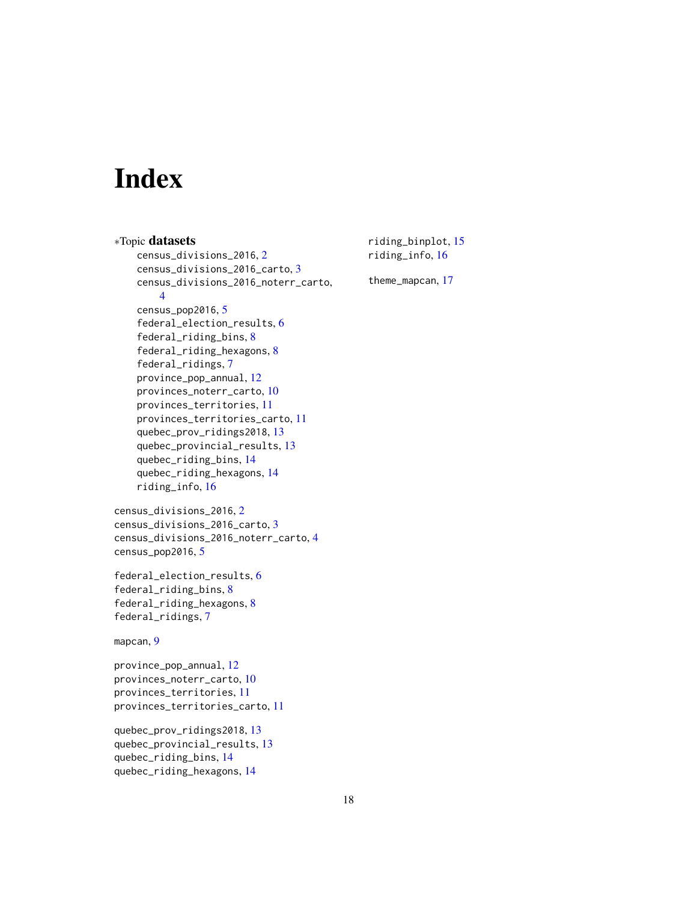# Index

∗Topic **datasets**

- census_divisions_2016, 2
- census_divisions_2016_carto, 3
- census_divisions_2016_noterr_carto, 4
- census_pop2016, 5
- federal_election_results, 6
- federal_riding_bins, 8
- federal_riding_hexagons, 8
- federal_ridings, 7
- province_pop_annual, 12
- provinces_noterr_carto, 10
- provinces_territories, 11
- provinces_territories_carto, 11
- quebec_prov_ridings2018, 13
- quebec_provincial_results, 13
- quebec_riding_bins, 14
- quebec_riding_hexagons, 14
- riding_info, 16

census_divisions_2016, 2
census_divisions_2016_carto, 3
census_divisions_2016_noterr_carto, 4
census_pop2016, 5

federal_election_results, 6
federal_riding_bins, 8
federal_riding_hexagons, 8
federal_ridings, 7

mapcan, 9

province_pop_annual, 12
provinces_noterr_carto, 10
provinces_territories, 11
provinces_territories_carto, 11

quebec_prov_ridings2018, 13
quebec_provincial_results, 13
quebec_riding_bins, 14
quebec_riding_hexagons, 14

riding_binplot, 15
riding_info, 16

theme_mapcan, 17